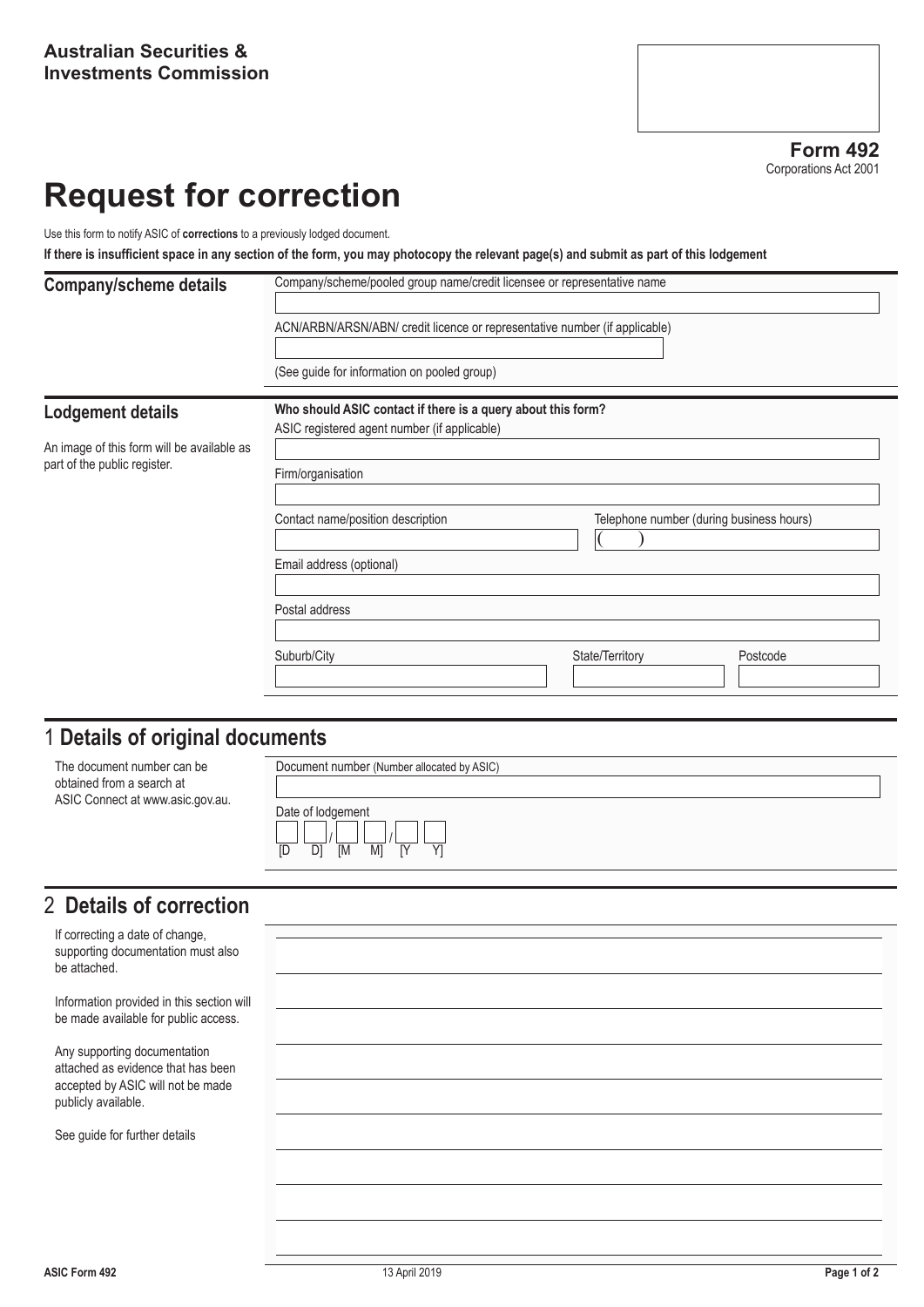**Australian Securities & Investments Commission**

**Form 492**
Corporations Act 2001

# Request for correction

Use this form to notify ASIC of **corrections** to a previously lodged document.

**If there is insufficient space in any section of the form, you may photocopy the relevant page(s) and submit as part of this lodgement**

## Company/scheme details

Company/scheme/pooled group name/credit licensee or representative name

ACN/ARBN/ARSN/ABN/ credit licence or representative number (if applicable)

(See guide for information on pooled group)

## Lodgement details

An image of this form will be available as part of the public register.

**Who should ASIC contact if there is a query about this form?**

ASIC registered agent number (if applicable)

Firm/organisation

Contact name/position description

Telephone number (during business hours)
( )

Email address (optional)

Postal address

Suburb/City

State/Territory

Postcode

## 1 Details of original documents

The document number can be obtained from a search at ASIC Connect at www.asic.gov.au.

Document number (Number allocated by ASIC)

Date of lodgement

[D D] / [M M] / [Y Y]

## 2 Details of correction

If correcting a date of change, supporting documentation must also be attached.

Information provided in this section will be made available for public access.

Any supporting documentation attached as evidence that has been accepted by ASIC will not be made publicly available.

See guide for further details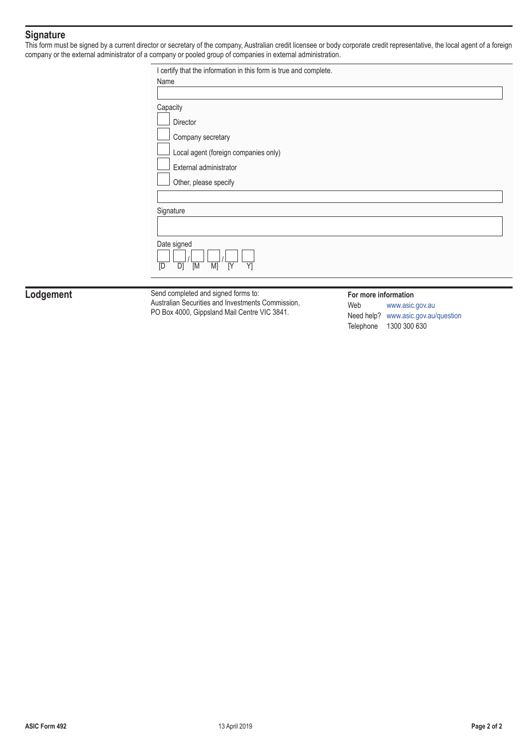## Signature

This form must be signed by a current director or secretary of the company, Australian credit licensee or body corporate credit representative, the local agent of a foreign company or the external administrator of a company or pooled group of companies in external administration.

I certify that the information in this form is true and complete.

Name

[ ]

Capacity

[ ] Director

[ ] Company secretary

[ ] Local agent (foreign companies only)

[ ] External administrator

[ ] Other, please specify

[ ]

Signature

[ ]

Date signed

[D D] / [M M] / [Y Y]

## Lodgement

Send completed and signed forms to:
Australian Securities and Investments Commission,
PO Box 4000, Gippsland Mail Centre VIC 3841.

**For more information**

Web www.asic.gov.au

Need help? www.asic.gov.au/question

Telephone 1300 300 630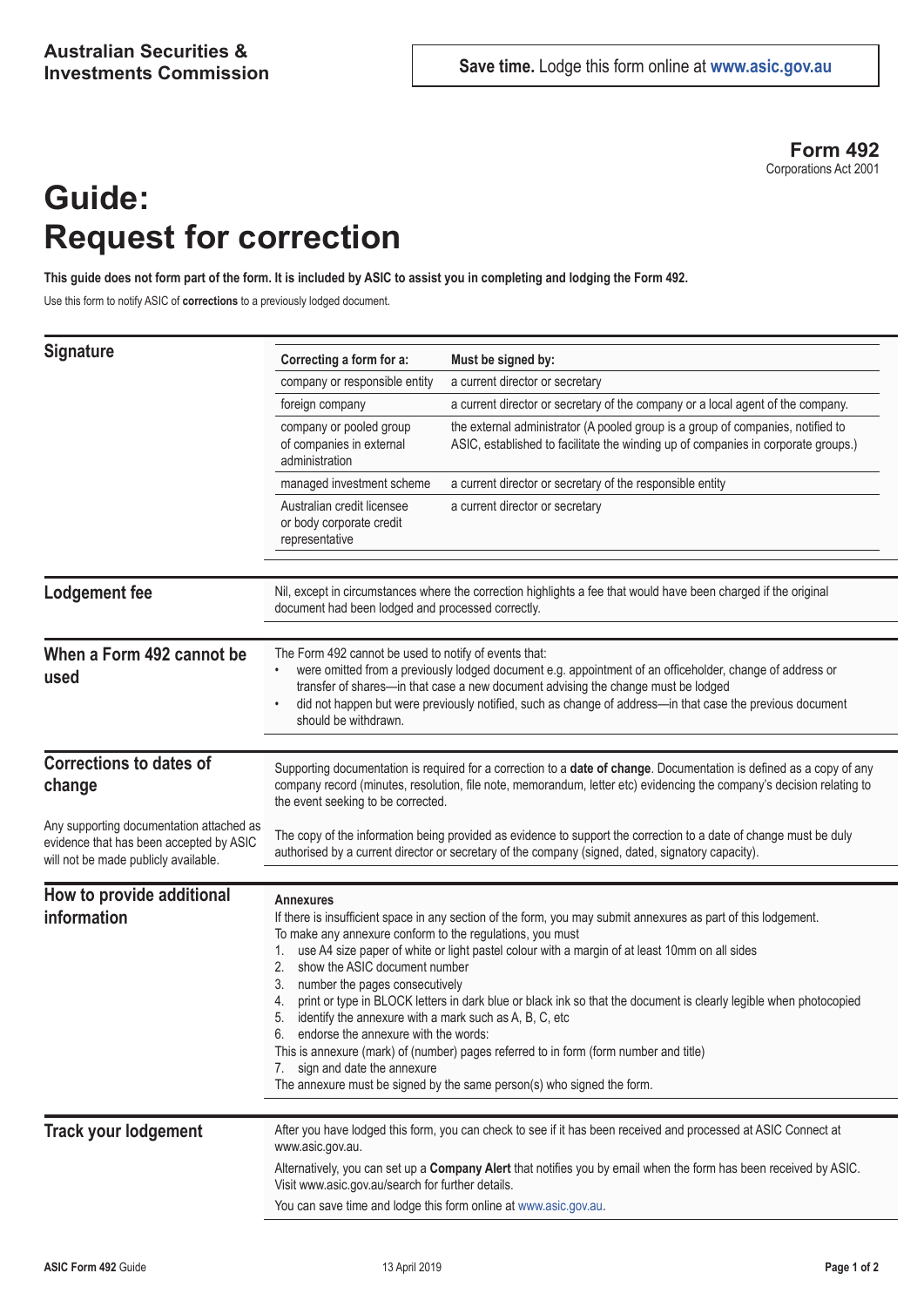**Australian Securities & Investments Commission**

**Save time.** Lodge this form online at **www.asic.gov.au**

**Form 492**
Corporations Act 2001

# Guide: Request for correction

**This guide does not form part of the form. It is included by ASIC to assist you in completing and lodging the Form 492.**

Use this form to notify ASIC of **corrections** to a previously lodged document.

## Signature

| Correcting a form for a: | Must be signed by: |
|---|---|
| company or responsible entity | a current director or secretary |
| foreign company | a current director or secretary of the company or a local agent of the company. |
| company or pooled group of companies in external administration | the external administrator (A pooled group is a group of companies, notified to ASIC, established to facilitate the winding up of companies in corporate groups.) |
| managed investment scheme | a current director or secretary of the responsible entity |
| Australian credit licensee or body corporate credit representative | a current director or secretary |

## Lodgement fee

Nil, except in circumstances where the correction highlights a fee that would have been charged if the original document had been lodged and processed correctly.

## When a Form 492 cannot be used

The Form 492 cannot be used to notify of events that:

- were omitted from a previously lodged document e.g. appointment of an officeholder, change of address or transfer of shares—in that case a new document advising the change must be lodged
- did not happen but were previously notified, such as change of address—in that case the previous document should be withdrawn.

## Corrections to dates of change

Any supporting documentation attached as evidence that has been accepted by ASIC will not be made publicly available.

Supporting documentation is required for a correction to a **date of change**. Documentation is defined as a copy of any company record (minutes, resolution, file note, memorandum, letter etc) evidencing the company's decision relating to the event seeking to be corrected.

The copy of the information being provided as evidence to support the correction to a date of change must be duly authorised by a current director or secretary of the company (signed, dated, signatory capacity).

## How to provide additional information

**Annexures**

If there is insufficient space in any section of the form, you may submit annexures as part of this lodgement.

To make any annexure conform to the regulations, you must

1. use A4 size paper of white or light pastel colour with a margin of at least 10mm on all sides
2. show the ASIC document number
3. number the pages consecutively
4. print or type in BLOCK letters in dark blue or black ink so that the document is clearly legible when photocopied
5. identify the annexure with a mark such as A, B, C, etc
6. endorse the annexure with the words:

This is annexure (mark) of (number) pages referred to in form (form number and title)

7. sign and date the annexure

The annexure must be signed by the same person(s) who signed the form.

## Track your lodgement

After you have lodged this form, you can check to see if it has been received and processed at ASIC Connect at www.asic.gov.au.

Alternatively, you can set up a **Company Alert** that notifies you by email when the form has been received by ASIC. Visit www.asic.gov.au/search for further details.

You can save time and lodge this form online at www.asic.gov.au.

**ASIC Form 492** Guide — 13 April 2019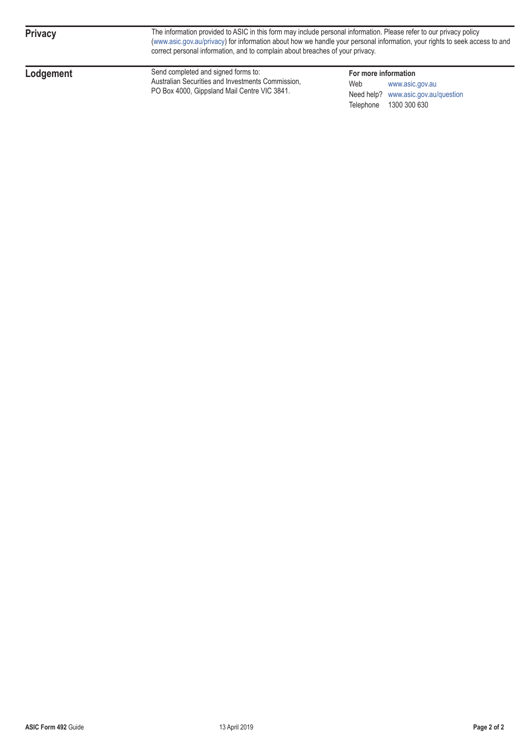## Privacy

The information provided to ASIC in this form may include personal information. Please refer to our privacy policy (www.asic.gov.au/privacy) for information about how we handle your personal information, your rights to seek access to and correct personal information, and to complain about breaches of your privacy.

## Lodgement

Send completed and signed forms to:
Australian Securities and Investments Commission,
PO Box 4000, Gippsland Mail Centre VIC 3841.

**For more information**

Web www.asic.gov.au
Need help? www.asic.gov.au/question
Telephone 1300 300 630